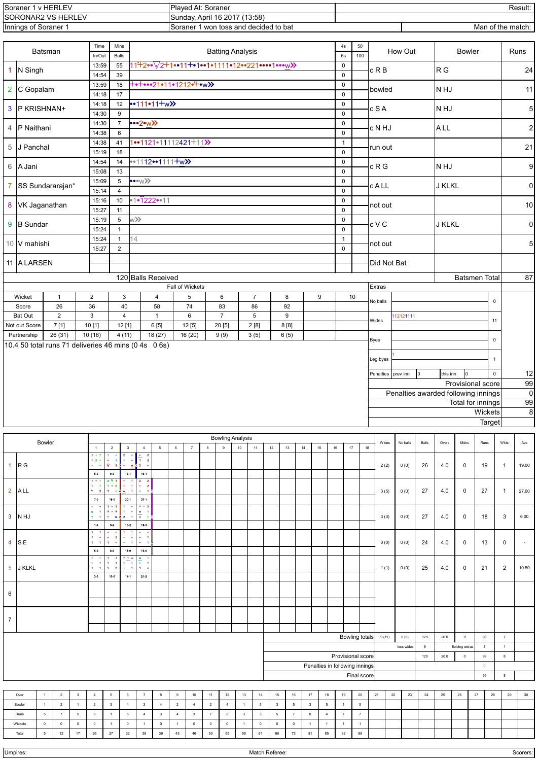| Soraner 1 v HERLEV | Played At: Soraner | Result: |
|---|---|---|
| SORONAR2 VS HERLEV | Sunday, April 16 2017 (13:58) | |
| Innings of Soraner 1 | Soraner 1 won toss and decided to bat | Man of the match: |

| | Batsman | Time In/Out | Mins / Balls | Batting Analysis | 4s / 6s | How Out | Bowler | Runs |
|---|---|---|---|---|---|---|---|---|
| 1 | N Singh | 13:59 / 14:54 | 55 / 39 | 11+2••▽2+1••11+•1••1•1111•12••221••••1•••w | 0 / 0 | c R B | R G | 24 |
| 2 | C Gopalam | 13:59 / 14:18 | 18 / 17 | +•+•••21•11•1212•+•w | 0 / 0 | bowled | N HJ | 11 |
| 3 | P KRISHNAN+ | 14:18 / 14:30 | 12 / 9 | ••111•11+w | 0 / 0 | c S A | N HJ | 5 |
| 4 | P Naithani | 14:30 / 14:38 | 7 / 6 | •••2•w | 0 / 0 | c N HJ | A LL | 2 |
| 5 | J Panchal | 14:38 / 15:19 | 41 / 18 | 1••1121•11112421+11 | 1 / 0 | run out | | 21 |
| 6 | A Jani | 14:54 / 15:08 | 14 / 13 | ••1112••1111+w | 0 / 0 | c R G | N HJ | 9 |
| 7 | SS Sundararajan* | 15:09 / 15:14 | 5 / 4 | •••w | 0 / 0 | c A LL | J KLKL | 0 |
| 8 | VK Jaganathan | 15:16 / 15:27 | 10 / 11 | •1•1222••11 | 0 / 0 | not out | | 10 |
| 9 | B Sundar | 15:19 / 15:24 | 5 / 1 | w | 0 / 0 | c V C | J KLKL | 0 |
| 10 | V mahishi | 15:24 / 15:27 | 1 / 2 | 14 | 1 / 0 | not out | | 5 |
| 11 | A LARSEN | | | | | Did Not Bat | | |
| | | | 120 | Balls Received | | Batsmen Total | | 87 |

Fall of Wickets

| Wicket | 1 | 2 | 3 | 4 | 5 | 6 | 7 | 8 | 9 | 10 |
|---|---|---|---|---|---|---|---|---|---|---|
| Score | 26 | 36 | 40 | 58 | 74 | 83 | 86 | 92 | | |
| Bat Out | 2 | 3 | 4 | 1 | 6 | 7 | 5 | 9 | | |
| Not out Score | 7 [1] | 10 [1] | 12 [1] | 6 [5] | 12 [5] | 20 [5] | 2 [8] | 8 [8] | | |
| Partnership | 26 (31) | 10 (16) | 4 (11) | 18 (27) | 16 (20) | 9 (9) | 3 (5) | 6 (5) | | |

10.4 50 total runs 71 deliveries 46 mins (0 4s 0 6s)

| Extras | | |
|---|---|---|
| No balls | | 0 |
| Wides | 112121111 | 11 |
| Byes | | 0 |
| Leg byes | 1 | 1 |
| Penalties | prev inn 0, this inn 0 | 0 |
| | | 12 |
| Provisional score | | 99 |
| Penalties awarded following innings | | 0 |
| Total for innings | | 99 |
| Wickets | | 8 |
| Target | | |

Bowling Analysis

| | Bowler | Over 1 | Over 2 | Over 3 | Over 4 | Wides | No balls | Balls | Overs | Mdns | Runs | Wkts | Ave |
|---|---|---|---|---|---|---|---|---|---|---|---|---|---|
| 1 | R G | 5-0 | 9-0 | 12-1 | 19-1 | 2 (2) | 0 (0) | 26 | 4.0 | 0 | 19 | 1 | 19.00 |
| 2 | A LL | 7-0 | 16-0 | 20-1 | 27-1 | 3 (5) | 0 (0) | 27 | 4.0 | 0 | 27 | 1 | 27.00 |
| 3 | N HJ | 1-1 | 5-2 | 10-2 | 18-3 | 3 (3) | 0 (0) | 27 | 4.0 | 0 | 18 | 3 | 6.00 |
| 4 | S E | 5-0 | 8-0 | 11-0 | 13-0 | 0 (0) | 0 (0) | 24 | 4.0 | 0 | 13 | 0 | - |
| 5 | J KLKL | 3-0 | 10-0 | 14-1 | 21-2 | 1 (1) | 0 (0) | 25 | 4.0 | 0 | 21 | 2 | 10.50 |
| 6 | | | | | | | | | | | | | |
| 7 | | | | | | | | | | | | | |

| | Wides | No balls | Balls | Overs | Mdns | Runs | Wkts |
|---|---|---|---|---|---|---|---|
| Bowling totals | 9 (11) | 0 (0) | 129 | 20.0 | 0 | 98 | 7 |
| | less wides | | 9 | fielding extras | | 1 | 1 |
| Provisional score | | | 120 | 20.0 | 0 | 99 | 8 |
| Penalties in following innings | | | | | | 0 | |
| Final score | | | | | | 99 | 8 |

| Over | 1 | 2 | 3 | 4 | 5 | 6 | 7 | 8 | 9 | 10 | 11 | 12 | 13 | 14 | 15 | 16 | 17 | 18 | 19 | 20 | 21 | 22 | 23 | 24 | 25 | 26 | 27 | 28 | 29 | 30 |
|---|---|---|---|---|---|---|---|---|---|---|---|---|---|---|---|---|---|---|---|---|---|---|---|---|---|---|---|---|---|---|
| Bowler | 1 | 2 | 1 | 2 | 3 | 4 | 3 | 4 | 2 | 4 | 2 | 4 | 1 | 5 | 3 | 5 | 3 | 5 | 1 | 5 | | | | | | | | | | |
| Runs | 5 | 7 | 5 | 9 | 1 | 5 | 4 | 3 | 4 | 3 | 7 | 2 | 3 | 3 | 5 | 7 | 8 | 4 | 7 | 7 | | | | | | | | | | |
| Wickets | 0 | 0 | 0 | 0 | 1 | 0 | 1 | 0 | 1 | 0 | 0 | 0 | 1 | 0 | 0 | 0 | 1 | 1 | 1 | 1 | | | | | | | | | | |
| Total | 5 | 12 | 17 | 26 | 27 | 32 | 36 | 39 | 43 | 46 | 53 | 55 | 58 | 61 | 66 | 73 | 81 | 85 | 92 | 99 | | | | | | | | | | |

Umpires: Match Referee: Scorers: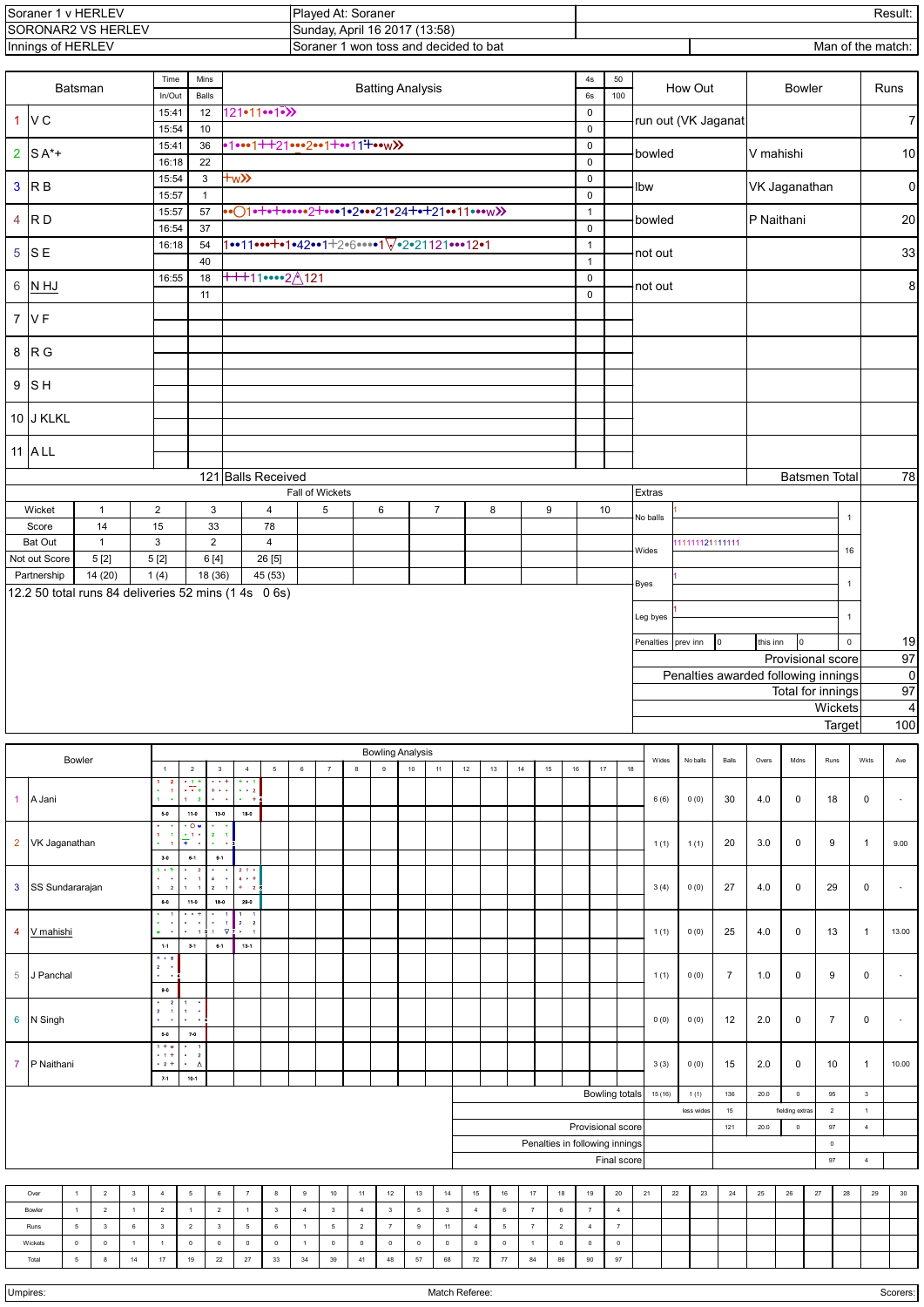| Soraner 1 v HERLEV | Played At: Soraner | Result: |
|---|---|---|
| SORONAR2 VS HERLEV | Sunday, April 16 2017 (13:58) | |
| Innings of HERLEV | Soraner 1 won toss and decided to bat | Man of the match: |

| | Batsman | Time In/Out | Mins Balls | Batting Analysis | 4s 6s | 50 100 | How Out | Bowler | Runs |
|---|---|---|---|---|---|---|---|---|---|
| 1 | V C | 15:41 / 15:54 | 12 / 10 | 121•11••1• | 0 / 0 | | run out (VK Jaganat | | 7 |
| 2 | S A*+ | 15:41 / 16:18 | 36 / 22 | •1•••1++21•••2••1+••11+••w | 0 / 0 | | bowled | V mahishi | 10 |
| 3 | R B | 15:54 / 15:57 | 3 / 1 | +w | 0 / 0 | | lbw | VK Jaganathan | 0 |
| 4 | R D | 15:57 / 16:54 | 57 / 37 | ••○1•+•+•••••2+•••1•2•••21•24+•+21••11•••w | 1 / 0 | | bowled | P Naithani | 20 |
| 5 | S E | 16:18 | 54 / 40 | 1••11•••+•1•42••1+2•6••••1▽•2•21121•••12•1 | 1 / 1 | | not out | | 33 |
| 6 | N HJ | 16:55 | 18 / 11 | +++11••••2△121 | 0 / 0 | | not out | | 8 |
| 7 | V F | | | | | | | | |
| 8 | R G | | | | | | | | |
| 9 | S H | | | | | | | | |
| 10 | J KLKL | | | | | | | | |
| 11 | A LL | | | | | | | | |

121 Balls Received — Batsmen Total 78

**Fall of Wickets**

| Wicket | 1 | 2 | 3 | 4 | 5 | 6 | 7 | 8 | 9 | 10 |
|---|---|---|---|---|---|---|---|---|---|---|
| Score | 14 | 15 | 33 | 78 | | | | | | |
| Bat Out | 1 | 3 | 2 | 4 | | | | | | |
| Not out Score | 5 [2] | 5 [2] | 6 [4] | 26 [5] | | | | | | |
| Partnership | 14 (20) | 1 (4) | 18 (36) | 45 (53) | | | | | | |

12.2 50 total runs 84 deliveries 52 mins (1 4s 0 6s)

**Extras**

| | | |
|---|---|---|
| No balls | 1 | 1 |
| Wides | 1111111211111111 | 16 |
| Byes | 1 | 1 |
| Leg byes | 1 | 1 |
| Penalties | prev inn 0 / this inn 0 | 0 |
| | | 19 |
| Provisional score | | 97 |
| Penalties awarded following innings | | 0 |
| Total for innings | | 97 |
| Wickets | | 4 |
| Target | | 100 |

**Bowling Analysis**

| | Bowler | Over totals | Wides | No balls | Balls | Overs | Mdns | Runs | Wkts | Ave |
|---|---|---|---|---|---|---|---|---|---|---|
| 1 | A Jani | 5-0, 11-0, 13-0, 18-0 | 6 (6) | 0 (0) | 30 | 4.0 | 0 | 18 | 0 | - |
| 2 | VK Jaganathan | 3-0, 6-1, 9-1 | 1 (1) | 1 (1) | 20 | 3.0 | 0 | 9 | 1 | 9.00 |
| 3 | SS Sundararajan | 6-0, 11-0, 18-0, 29-0 | 3 (4) | 0 (0) | 27 | 4.0 | 0 | 29 | 0 | - |
| 4 | V mahishi | 1-1, 3-1, 6-1, 13-1 | 1 (1) | 0 (0) | 25 | 4.0 | 0 | 13 | 1 | 13.00 |
| 5 | J Panchal | 9-0 | 1 (1) | 0 (0) | 7 | 1.0 | 0 | 9 | 0 | - |
| 6 | N Singh | 5-0, 7-0 | 0 (0) | 0 (0) | 12 | 2.0 | 0 | 7 | 0 | - |
| 7 | P Naithani | 7-1, 10-1 | 3 (3) | 0 (0) | 15 | 2.0 | 0 | 10 | 1 | 10.00 |
| | Bowling totals | | 15 (16) | 1 (1) | 136 | 20.0 | 0 | 95 | 3 | |
| | | | | less wides | 15 | | fielding extras | 2 | 1 | |
| | Provisional score | | | | 121 | 20.0 | 0 | 97 | 4 | |
| | Penalties in following innings | | | | | | | 0 | | |
| | Final score | | | | | | | 97 | 4 | |

| Over | 1 | 2 | 3 | 4 | 5 | 6 | 7 | 8 | 9 | 10 | 11 | 12 | 13 | 14 | 15 | 16 | 17 | 18 | 19 | 20 | 21 | 22 | 23 | 24 | 25 | 26 | 27 | 28 | 29 | 30 |
|---|---|---|---|---|---|---|---|---|---|---|---|---|---|---|---|---|---|---|---|---|---|---|---|---|---|---|---|---|---|---|
| Bowler | 1 | 2 | 1 | 2 | 1 | 2 | 1 | 3 | 4 | 3 | 4 | 3 | 5 | 3 | 4 | 6 | 7 | 6 | 7 | 4 | | | | | | | | | | |
| Runs | 5 | 3 | 6 | 3 | 2 | 3 | 5 | 6 | 1 | 5 | 2 | 7 | 9 | 11 | 4 | 5 | 7 | 2 | 4 | 7 | | | | | | | | | | |
| Wickets | 0 | 0 | 1 | 1 | 0 | 0 | 0 | 0 | 1 | 0 | 0 | 0 | 0 | 0 | 0 | 0 | 1 | 0 | 0 | 0 | | | | | | | | | | |
| Total | 5 | 8 | 14 | 17 | 19 | 22 | 27 | 33 | 34 | 39 | 41 | 48 | 57 | 68 | 72 | 77 | 84 | 86 | 90 | 97 | | | | | | | | | | |

Umpires: Match Referee: Scorers: